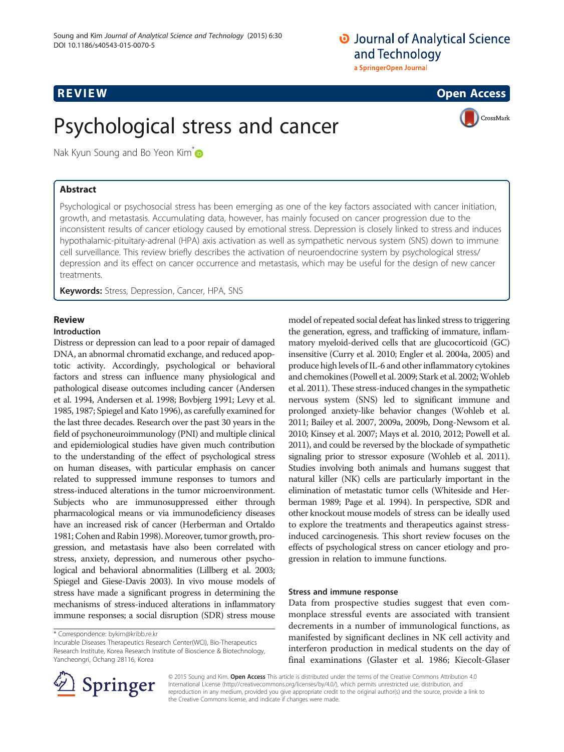REVIEW Open Access

# Psychological stress and cancer

Nak Kyun Soung and Bo Yeon Kim*

## Abstract

Psychological or psychosocial stress has been emerging as one of the key factors associated with cancer initiation, growth, and metastasis. Accumulating data, however, has mainly focused on cancer progression due to the inconsistent results of cancer etiology caused by emotional stress. Depression is closely linked to stress and induces hypothalamic-pituitary-adrenal (HPA) axis activation as well as sympathetic nervous system (SNS) down to immune cell surveillance. This review briefly describes the activation of neuroendocrine system by psychological stress/depression and its effect on cancer occurrence and metastasis, which may be useful for the design of new cancer treatments.

**Keywords:** Stress, Depression, Cancer, HPA, SNS

## Review

### Introduction

Distress or depression can lead to a poor repair of damaged DNA, an abnormal chromatid exchange, and reduced apoptotic activity. Accordingly, psychological or behavioral factors and stress can influence many physiological and pathological disease outcomes including cancer (Andersen et al. 1994, Andersen et al. 1998; Bovbjerg 1991; Levy et al. 1985, 1987; Spiegel and Kato 1996), as carefully examined for the last three decades. Research over the past 30 years in the field of psychoneuroimmunology (PNI) and multiple clinical and epidemiological studies have given much contribution to the understanding of the effect of psychological stress on human diseases, with particular emphasis on cancer related to suppressed immune responses to tumors and stress-induced alterations in the tumor microenvironment. Subjects who are immunosuppressed either through pharmacological means or via immunodeficiency diseases have an increased risk of cancer (Herberman and Ortaldo 1981; Cohen and Rabin 1998). Moreover, tumor growth, progression, and metastasis have also been correlated with stress, anxiety, depression, and numerous other psychological and behavioral abnormalities (Lillberg et al. 2003; Spiegel and Giese-Davis 2003). In vivo mouse models of stress have made a significant progress in determining the mechanisms of stress-induced alterations in inflammatory immune responses; a social disruption (SDR) stress mouse model of repeated social defeat has linked stress to triggering the generation, egress, and trafficking of immature, inflammatory myeloid-derived cells that are glucocorticoid (GC) insensitive (Curry et al. 2010; Engler et al. 2004a, 2005) and produce high levels of IL-6 and other inflammatory cytokines and chemokines (Powell et al. 2009; Stark et al. 2002; Wohleb et al. 2011). These stress-induced changes in the sympathetic nervous system (SNS) led to significant immune and prolonged anxiety-like behavior changes (Wohleb et al. 2011; Bailey et al. 2007, 2009a, 2009b, Dong-Newsom et al. 2010; Kinsey et al. 2007; Mays et al. 2010, 2012; Powell et al. 2011), and could be reversed by the blockade of sympathetic signaling prior to stressor exposure (Wohleb et al. 2011). Studies involving both animals and humans suggest that natural killer (NK) cells are particularly important in the elimination of metastatic tumor cells (Whiteside and Herberman 1989; Page et al. 1994). In perspective, SDR and other knockout mouse models of stress can be ideally used to explore the treatments and therapeutics against stress-induced carcinogenesis. This short review focuses on the effects of psychological stress on cancer etiology and progression in relation to immune functions.

### Stress and immune response

Data from prospective studies suggest that even commonplace stressful events are associated with transient decrements in a number of immunological functions, as manifested by significant declines in NK cell activity and interferon production in medical students on the day of final examinations (Glaster et al. 1986; Kiecolt-Glaser

\* Correspondence: bykim@kribb.re.kr
Incurable Diseases Therapeutics Research Center(WCI), Bio-Therapeutics Research Institute, Korea Research Institute of Bioscience & Biotechnology, Yancheongri, Ochang 28116, Korea

© 2015 Soung and Kim. **Open Access** This article is distributed under the terms of the Creative Commons Attribution 4.0 International License (http://creativecommons.org/licenses/by/4.0/), which permits unrestricted use, distribution, and reproduction in any medium, provided you give appropriate credit to the original author(s) and the source, provide a link to the Creative Commons license, and indicate if changes were made.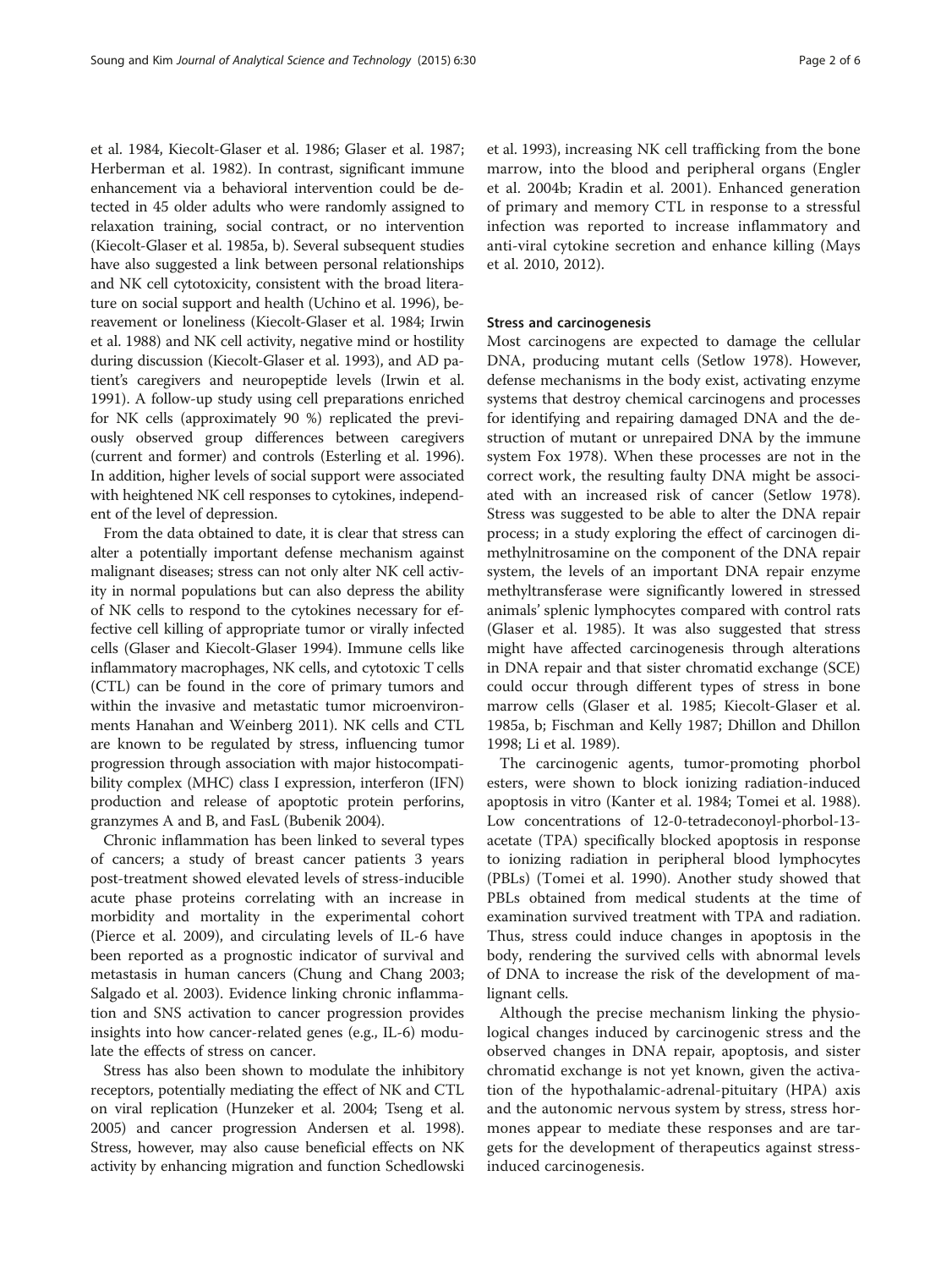et al. 1984, Kiecolt-Glaser et al. 1986; Glaser et al. 1987; Herberman et al. 1982). In contrast, significant immune enhancement via a behavioral intervention could be detected in 45 older adults who were randomly assigned to relaxation training, social contract, or no intervention (Kiecolt-Glaser et al. 1985a, b). Several subsequent studies have also suggested a link between personal relationships and NK cell cytotoxicity, consistent with the broad literature on social support and health (Uchino et al. 1996), bereavement or loneliness (Kiecolt-Glaser et al. 1984; Irwin et al. 1988) and NK cell activity, negative mind or hostility during discussion (Kiecolt-Glaser et al. 1993), and AD patient's caregivers and neuropeptide levels (Irwin et al. 1991). A follow-up study using cell preparations enriched for NK cells (approximately 90 %) replicated the previously observed group differences between caregivers (current and former) and controls (Esterling et al. 1996). In addition, higher levels of social support were associated with heightened NK cell responses to cytokines, independent of the level of depression.

From the data obtained to date, it is clear that stress can alter a potentially important defense mechanism against malignant diseases; stress can not only alter NK cell activity in normal populations but can also depress the ability of NK cells to respond to the cytokines necessary for effective cell killing of appropriate tumor or virally infected cells (Glaser and Kiecolt-Glaser 1994). Immune cells like inflammatory macrophages, NK cells, and cytotoxic T cells (CTL) can be found in the core of primary tumors and within the invasive and metastatic tumor microenvironments Hanahan and Weinberg 2011). NK cells and CTL are known to be regulated by stress, influencing tumor progression through association with major histocompatibility complex (MHC) class I expression, interferon (IFN) production and release of apoptotic protein perforins, granzymes A and B, and FasL (Bubenik 2004).

Chronic inflammation has been linked to several types of cancers; a study of breast cancer patients 3 years post-treatment showed elevated levels of stress-inducible acute phase proteins correlating with an increase in morbidity and mortality in the experimental cohort (Pierce et al. 2009), and circulating levels of IL-6 have been reported as a prognostic indicator of survival and metastasis in human cancers (Chung and Chang 2003; Salgado et al. 2003). Evidence linking chronic inflammation and SNS activation to cancer progression provides insights into how cancer-related genes (e.g., IL-6) modulate the effects of stress on cancer.

Stress has also been shown to modulate the inhibitory receptors, potentially mediating the effect of NK and CTL on viral replication (Hunzeker et al. 2004; Tseng et al. 2005) and cancer progression Andersen et al. 1998). Stress, however, may also cause beneficial effects on NK activity by enhancing migration and function Schedlowski et al. 1993), increasing NK cell trafficking from the bone marrow, into the blood and peripheral organs (Engler et al. 2004b; Kradin et al. 2001). Enhanced generation of primary and memory CTL in response to a stressful infection was reported to increase inflammatory and anti-viral cytokine secretion and enhance killing (Mays et al. 2010, 2012).

### Stress and carcinogenesis

Most carcinogens are expected to damage the cellular DNA, producing mutant cells (Setlow 1978). However, defense mechanisms in the body exist, activating enzyme systems that destroy chemical carcinogens and processes for identifying and repairing damaged DNA and the destruction of mutant or unrepaired DNA by the immune system Fox 1978). When these processes are not in the correct work, the resulting faulty DNA might be associated with an increased risk of cancer (Setlow 1978). Stress was suggested to be able to alter the DNA repair process; in a study exploring the effect of carcinogen dimethylnitrosamine on the component of the DNA repair system, the levels of an important DNA repair enzyme methyltransferase were significantly lowered in stressed animals' splenic lymphocytes compared with control rats (Glaser et al. 1985). It was also suggested that stress might have affected carcinogenesis through alterations in DNA repair and that sister chromatid exchange (SCE) could occur through different types of stress in bone marrow cells (Glaser et al. 1985; Kiecolt-Glaser et al. 1985a, b; Fischman and Kelly 1987; Dhillon and Dhillon 1998; Li et al. 1989).

The carcinogenic agents, tumor-promoting phorbol esters, were shown to block ionizing radiation-induced apoptosis in vitro (Kanter et al. 1984; Tomei et al. 1988). Low concentrations of 12-0-tetradeconoyl-phorbol-13-acetate (TPA) specifically blocked apoptosis in response to ionizing radiation in peripheral blood lymphocytes (PBLs) (Tomei et al. 1990). Another study showed that PBLs obtained from medical students at the time of examination survived treatment with TPA and radiation. Thus, stress could induce changes in apoptosis in the body, rendering the survived cells with abnormal levels of DNA to increase the risk of the development of malignant cells.

Although the precise mechanism linking the physiological changes induced by carcinogenic stress and the observed changes in DNA repair, apoptosis, and sister chromatid exchange is not yet known, given the activation of the hypothalamic-adrenal-pituitary (HPA) axis and the autonomic nervous system by stress, stress hormones appear to mediate these responses and are targets for the development of therapeutics against stress-induced carcinogenesis.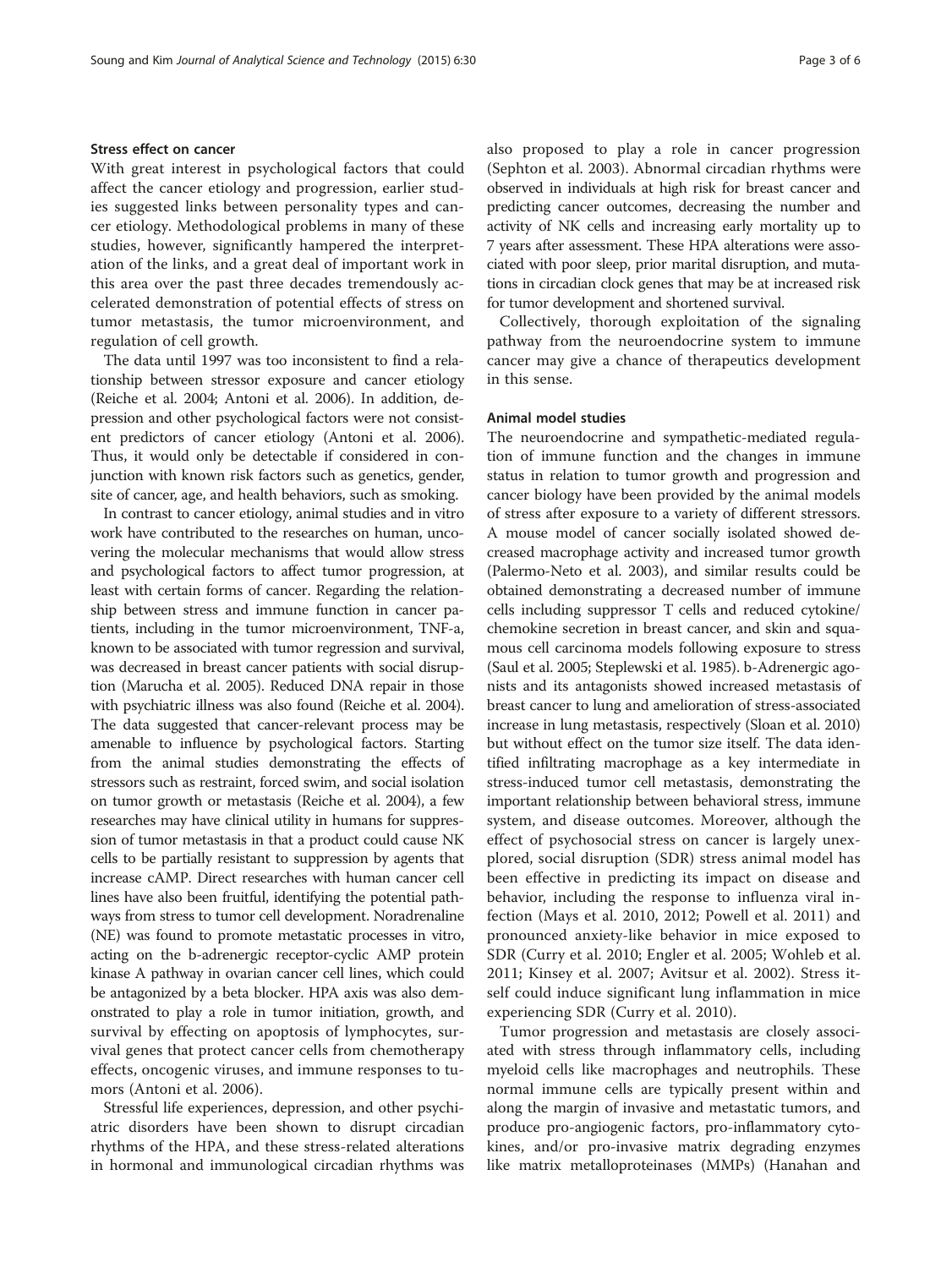#### Stress effect on cancer

With great interest in psychological factors that could affect the cancer etiology and progression, earlier studies suggested links between personality types and cancer etiology. Methodological problems in many of these studies, however, significantly hampered the interpretation of the links, and a great deal of important work in this area over the past three decades tremendously accelerated demonstration of potential effects of stress on tumor metastasis, the tumor microenvironment, and regulation of cell growth.

The data until 1997 was too inconsistent to find a relationship between stressor exposure and cancer etiology (Reiche et al. 2004; Antoni et al. 2006). In addition, depression and other psychological factors were not consistent predictors of cancer etiology (Antoni et al. 2006). Thus, it would only be detectable if considered in conjunction with known risk factors such as genetics, gender, site of cancer, age, and health behaviors, such as smoking.

In contrast to cancer etiology, animal studies and in vitro work have contributed to the researches on human, uncovering the molecular mechanisms that would allow stress and psychological factors to affect tumor progression, at least with certain forms of cancer. Regarding the relationship between stress and immune function in cancer patients, including in the tumor microenvironment, TNF-a, known to be associated with tumor regression and survival, was decreased in breast cancer patients with social disruption (Marucha et al. 2005). Reduced DNA repair in those with psychiatric illness was also found (Reiche et al. 2004). The data suggested that cancer-relevant process may be amenable to influence by psychological factors. Starting from the animal studies demonstrating the effects of stressors such as restraint, forced swim, and social isolation on tumor growth or metastasis (Reiche et al. 2004), a few researches may have clinical utility in humans for suppression of tumor metastasis in that a product could cause NK cells to be partially resistant to suppression by agents that increase cAMP. Direct researches with human cancer cell lines have also been fruitful, identifying the potential pathways from stress to tumor cell development. Noradrenaline (NE) was found to promote metastatic processes in vitro, acting on the b-adrenergic receptor-cyclic AMP protein kinase A pathway in ovarian cancer cell lines, which could be antagonized by a beta blocker. HPA axis was also demonstrated to play a role in tumor initiation, growth, and survival by effecting on apoptosis of lymphocytes, survival genes that protect cancer cells from chemotherapy effects, oncogenic viruses, and immune responses to tumors (Antoni et al. 2006).

Stressful life experiences, depression, and other psychiatric disorders have been shown to disrupt circadian rhythms of the HPA, and these stress-related alterations in hormonal and immunological circadian rhythms was also proposed to play a role in cancer progression (Sephton et al. 2003). Abnormal circadian rhythms were observed in individuals at high risk for breast cancer and predicting cancer outcomes, decreasing the number and activity of NK cells and increasing early mortality up to 7 years after assessment. These HPA alterations were associated with poor sleep, prior marital disruption, and mutations in circadian clock genes that may be at increased risk for tumor development and shortened survival.

Collectively, thorough exploitation of the signaling pathway from the neuroendocrine system to immune cancer may give a chance of therapeutics development in this sense.

#### Animal model studies

The neuroendocrine and sympathetic-mediated regulation of immune function and the changes in immune status in relation to tumor growth and progression and cancer biology have been provided by the animal models of stress after exposure to a variety of different stressors. A mouse model of cancer socially isolated showed decreased macrophage activity and increased tumor growth (Palermo-Neto et al. 2003), and similar results could be obtained demonstrating a decreased number of immune cells including suppressor T cells and reduced cytokine/chemokine secretion in breast cancer, and skin and squamous cell carcinoma models following exposure to stress (Saul et al. 2005; Steplewski et al. 1985). b-Adrenergic agonists and its antagonists showed increased metastasis of breast cancer to lung and amelioration of stress-associated increase in lung metastasis, respectively (Sloan et al. 2010) but without effect on the tumor size itself. The data identified infiltrating macrophage as a key intermediate in stress-induced tumor cell metastasis, demonstrating the important relationship between behavioral stress, immune system, and disease outcomes. Moreover, although the effect of psychosocial stress on cancer is largely unexplored, social disruption (SDR) stress animal model has been effective in predicting its impact on disease and behavior, including the response to influenza viral infection (Mays et al. 2010, 2012; Powell et al. 2011) and pronounced anxiety-like behavior in mice exposed to SDR (Curry et al. 2010; Engler et al. 2005; Wohleb et al. 2011; Kinsey et al. 2007; Avitsur et al. 2002). Stress itself could induce significant lung inflammation in mice experiencing SDR (Curry et al. 2010).

Tumor progression and metastasis are closely associated with stress through inflammatory cells, including myeloid cells like macrophages and neutrophils. These normal immune cells are typically present within and along the margin of invasive and metastatic tumors, and produce pro-angiogenic factors, pro-inflammatory cytokines, and/or pro-invasive matrix degrading enzymes like matrix metalloproteinases (MMPs) (Hanahan and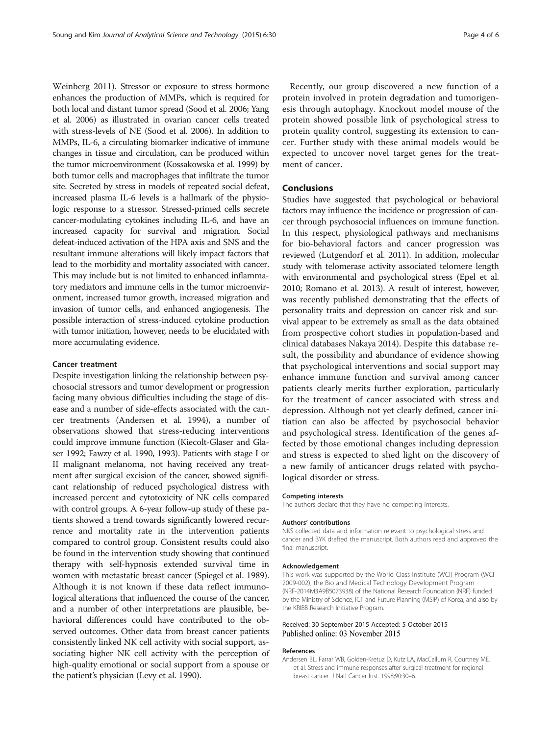Weinberg 2011). Stressor or exposure to stress hormone enhances the production of MMPs, which is required for both local and distant tumor spread (Sood et al. 2006; Yang et al. 2006) as illustrated in ovarian cancer cells treated with stress-levels of NE (Sood et al. 2006). In addition to MMPs, IL-6, a circulating biomarker indicative of immune changes in tissue and circulation, can be produced within the tumor microenvironment (Kossakowska et al. 1999) by both tumor cells and macrophages that infiltrate the tumor site. Secreted by stress in models of repeated social defeat, increased plasma IL-6 levels is a hallmark of the physiologic response to a stressor. Stressed-primed cells secrete cancer-modulating cytokines including IL-6, and have an increased capacity for survival and migration. Social defeat-induced activation of the HPA axis and SNS and the resultant immune alterations will likely impact factors that lead to the morbidity and mortality associated with cancer. This may include but is not limited to enhanced inflammatory mediators and immune cells in the tumor microenvironment, increased tumor growth, increased migration and invasion of tumor cells, and enhanced angiogenesis. The possible interaction of stress-induced cytokine production with tumor initiation, however, needs to be elucidated with more accumulating evidence.

### Cancer treatment

Despite investigation linking the relationship between psychosocial stressors and tumor development or progression facing many obvious difficulties including the stage of disease and a number of side-effects associated with the cancer treatments (Andersen et al. 1994), a number of observations showed that stress-reducing interventions could improve immune function (Kiecolt-Glaser and Glaser 1992; Fawzy et al. 1990, 1993). Patients with stage I or II malignant melanoma, not having received any treatment after surgical excision of the cancer, showed significant relationship of reduced psychological distress with increased percent and cytotoxicity of NK cells compared with control groups. A 6-year follow-up study of these patients showed a trend towards significantly lowered recurrence and mortality rate in the intervention patients compared to control group. Consistent results could also be found in the intervention study showing that continued therapy with self-hypnosis extended survival time in women with metastatic breast cancer (Spiegel et al. 1989). Although it is not known if these data reflect immunological alterations that influenced the course of the cancer, and a number of other interpretations are plausible, behavioral differences could have contributed to the observed outcomes. Other data from breast cancer patients consistently linked NK cell activity with social support, associating higher NK cell activity with the perception of high-quality emotional or social support from a spouse or the patient's physician (Levy et al. 1990).

Recently, our group discovered a new function of a protein involved in protein degradation and tumorigenesis through autophagy. Knockout model mouse of the protein showed possible link of psychological stress to protein quality control, suggesting its extension to cancer. Further study with these animal models would be expected to uncover novel target genes for the treatment of cancer.

## Conclusions

Studies have suggested that psychological or behavioral factors may influence the incidence or progression of cancer through psychosocial influences on immune function. In this respect, physiological pathways and mechanisms for bio-behavioral factors and cancer progression was reviewed (Lutgendorf et al. 2011). In addition, molecular study with telomerase activity associated telomere length with environmental and psychological stress (Epel et al. 2010; Romano et al. 2013). A result of interest, however, was recently published demonstrating that the effects of personality traits and depression on cancer risk and survival appear to be extremely as small as the data obtained from prospective cohort studies in population-based and clinical databases Nakaya 2014). Despite this database result, the possibility and abundance of evidence showing that psychological interventions and social support may enhance immune function and survival among cancer patients clearly merits further exploration, particularly for the treatment of cancer associated with stress and depression. Although not yet clearly defined, cancer initiation can also be affected by psychosocial behavior and psychological stress. Identification of the genes affected by those emotional changes including depression and stress is expected to shed light on the discovery of a new family of anticancer drugs related with psychological disorder or stress.

#### Competing interests

The authors declare that they have no competing interests.

#### Authors' contributions

NKS collected data and information relevant to psychological stress and cancer and BYK drafted the manuscript. Both authors read and approved the final manuscript.

#### Acknowledgement

This work was supported by the World Class Institute (WCI) Program (WCI 2009-002), the Bio and Medical Technology Development Program (NRF-2014M3A9B5073938) of the National Research Foundation (NRF) funded by the Ministry of Science, ICT and Future Planning (MSIP) of Korea, and also by the KRIBB Research Initiative Program.

Received: 30 September 2015 Accepted: 5 October 2015
Published online: 03 November 2015

#### References

Andersen BL, Farrar WB, Golden-Kretuz D, Kutz LA, MacCallum R, Courtney ME, et al. Stress and immune responses after surgical treatment for regional breast cancer. J Natl Cancer Inst. 1998;90:30–6.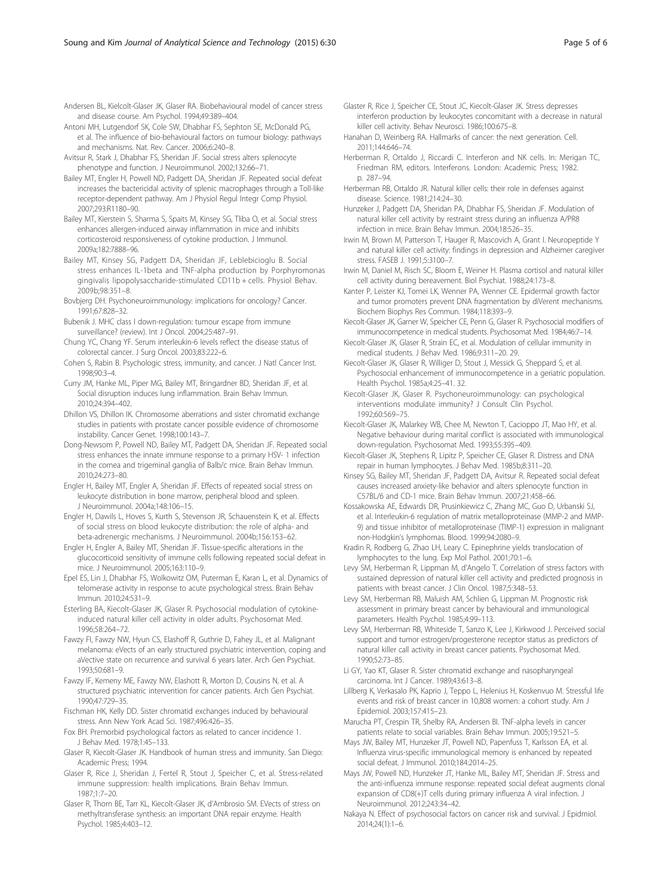Andersen BL, Kielcolt-Glaser JK, Glaser RA. Biobehavioural model of cancer stress and disease course. Am Psychol. 1994;49:389–404.

Antoni MH, Lutgendorf SK, Cole SW, Dhabhar FS, Sephton SE, McDonald PG, et al. The influence of bio-behavioural factors on tumour biology: pathways and mechanisms. Nat. Rev. Cancer. 2006;6:240–8.

Avitsur R, Stark J, Dhabhar FS, Sheridan JF. Social stress alters splenocyte phenotype and function. J Neuroimmunol. 2002;132:66–71.

Bailey MT, Engler H, Powell ND, Padgett DA, Sheridan JF. Repeated social defeat increases the bactericidal activity of splenic macrophages through a Toll-like receptor-dependent pathway. Am J Physiol Regul Integr Comp Physiol. 2007;293:R1180–90.

Bailey MT, Kierstein S, Sharma S, Spaits M, Kinsey SG, Tliba O, et al. Social stress enhances allergen-induced airway inflammation in mice and inhibits corticosteroid responsiveness of cytokine production. J Immunol. 2009a;182:7888–96.

Bailey MT, Kinsey SG, Padgett DA, Sheridan JF, Leblebicioglu B. Social stress enhances IL-1beta and TNF-alpha production by Porphyromonas gingivalis lipopolysaccharide-stimulated CD11b + cells. Physiol Behav. 2009b;98:351–8.

Bovbjerg DH. Psychoneuroimmunology: implications for oncology? Cancer. 1991;67:828–32.

Bubenik J. MHC class I down-regulation: tumour escape from immune surveillance? (review). Int J Oncol. 2004;25:487–91.

Chung YC, Chang YF. Serum interleukin-6 levels reflect the disease status of colorectal cancer. J Surg Oncol. 2003;83:222–6.

Cohen S, Rabin B. Psychologic stress, immunity, and cancer. J Natl Cancer Inst. 1998;90:3–4.

Curry JM, Hanke ML, Piper MG, Bailey MT, Bringardner BD, Sheridan JF, et al. Social disruption induces lung inflammation. Brain Behav Immun. 2010;24:394–402.

Dhillon VS, Dhillon IK. Chromosome aberrations and sister chromatid exchange studies in patients with prostate cancer possible evidence of chromosome instability. Cancer Genet. 1998;100:143–7.

Dong-Newsom P, Powell ND, Bailey MT, Padgett DA, Sheridan JF. Repeated social stress enhances the innate immune response to a primary HSV- 1 infection in the cornea and trigeminal ganglia of Balb/c mice. Brain Behav Immun. 2010;24:273–80.

Engler H, Bailey MT, Engler A, Sheridan JF. Effects of repeated social stress on leukocyte distribution in bone marrow, peripheral blood and spleen. J Neuroimmunol. 2004a;148:106–15.

Engler H, Dawils L, Hoves S, Kurth S, Stevenson JR, Schauenstein K, et al. Effects of social stress on blood leukocyte distribution: the role of alpha- and beta-adrenergic mechanisms. J Neuroimmunol. 2004b;156:153–62.

Engler H, Engler A, Bailey MT, Sheridan JF. Tissue-specific alterations in the glucocorticoid sensitivity of immune cells following repeated social defeat in mice. J Neuroimmunol. 2005;163:110–9.

Epel ES, Lin J, Dhabhar FS, Wolkowitz OM, Puterman E, Karan L, et al. Dynamics of telomerase activity in response to acute psychological stress. Brain Behav Immun. 2010;24:531–9.

Esterling BA, Kiecolt-Glaser JK, Glaser R. Psychosocial modulation of cytokine-induced natural killer cell activity in older adults. Psychosomat Med. 1996;58:264–72.

Fawzy FI, Fawzy NW, Hyun CS, Elashoff R, Guthrie D, Fahey JL, et al. Malignant melanoma: eVects of an early structured psychiatric intervention, coping and aVective state on recurrence and survival 6 years later. Arch Gen Psychiat. 1993;50:681–9.

Fawzy IF, Kemeny ME, Fawzy NW, Elashott R, Morton D, Cousins N, et al. A structured psychiatric intervention for cancer patients. Arch Gen Psychiat. 1990;47:729–35.

Fischman HK, Kelly DD. Sister chromatid exchanges induced by behavioural stress. Ann New York Acad Sci. 1987;496:426–35.

Fox BH. Premorbid psychological factors as related to cancer incidence 1. J Behav Med. 1978;1:45–133.

Glaser R, Kiecolt-Glaser JK. Handbook of human stress and immunity. San Diego: Academic Press; 1994.

Glaser R, Rice J, Sheridan J, Fertel R, Stout J, Speicher C, et al. Stress-related immune suppression: health implications. Brain Behav Immun. 1987;1:7–20.

Glaser R, Thorn BE, Tarr KL, Kiecolt-Glaser JK, d'Ambrosio SM. EVects of stress on methyltransferase synthesis: an important DNA repair enzyme. Health Psychol. 1985;4:403–12.

Glaster R, Rice J, Speicher CE, Stout JC, Kiecolt-Glaser JK. Stress depresses interferon production by leukocytes concomitant with a decrease in natural killer cell activity. Behav Neurosci. 1986;100:675–8.

Hanahan D, Weinberg RA. Hallmarks of cancer: the next generation. Cell. 2011;144:646–74.

Herberman R, Ortaldo J, Riccardi C. Interferon and NK cells. In: Merigan TC, Friedman RM, editors. Interferons. London: Academic Press; 1982. p. 287–94.

Herberman RB, Ortaldo JR. Natural killer cells: their role in defenses against disease. Science. 1981;214:24–30.

Hunzeker J, Padgett DA, Sheridan PA, Dhabhar FS, Sheridan JF. Modulation of natural killer cell activity by restraint stress during an influenza A/PR8 infection in mice. Brain Behav Immun. 2004;18:526–35.

Irwin M, Brown M, Patterson T, Hauger R, Mascovich A, Grant I. Neuropeptide Y and natural killer cell activity: findings in depression and Alzheimer caregiver stress. FASEB J. 1991;5:3100–7.

Irwin M, Daniel M, Risch SC, Bloom E, Weiner H. Plasma cortisol and natural killer cell activity during bereavement. Biol Psychiat. 1988;24:173–8.

Kanter P, Leister KJ, Tomei LK, Wenner PA, Wenner CE. Epidermal growth factor and tumor promoters prevent DNA fragmentation by diVerent mechanisms. Biochem Biophys Res Commun. 1984;118:393–9.

Kiecolt-Glaser JK, Garner W, Speicher CE, Penn G, Glaser R. Psychosocial modifiers of immunocompetence in medical students. Psychosomat Med. 1984;46:7–14.

Kiecolt-Glaser JK, Glaser R, Strain EC, et al. Modulation of cellular immunity in medical students. J Behav Med. 1986;9:311–20. 29.

Kiecolt-Glaser JK, Glaser R, Williger D, Stout J, Messick G, Sheppard S, et al. Psychosocial enhancement of immunocompetence in a geriatric population. Health Psychol. 1985a;4:25–41. 32.

Kiecolt-Glaser JK, Glaser R. Psychoneuroimmunology: can psychological interventions modulate immunity? J Consult Clin Psychol. 1992;60:569–75.

Kiecolt-Glaser JK, Malarkey WB, Chee M, Newton T, Cacioppo JT, Mao HY, et al. Negative behaviour during marital conflict is associated with immunological down-regulation. Psychosomat Med. 1993;55:395–409.

Kiecolt-Glaser JK, Stephens R, Lipitz P, Speicher CE, Glaser R. Distress and DNA repair in human lymphocytes. J Behav Med. 1985b;8:311–20.

Kinsey SG, Bailey MT, Sheridan JF, Padgett DA, Avitsur R. Repeated social defeat causes increased anxiety-like behavior and alters splenocyte function in C57BL/6 and CD-1 mice. Brain Behav Immun. 2007;21:458–66.

Kossakowska AE, Edwards DR, Prusinkiewicz C, Zhang MC, Guo D, Urbanski SJ, et al. Interleukin-6 regulation of matrix metalloproteinase (MMP-2 and MMP-9) and tissue inhibitor of metalloproteinase (TIMP-1) expression in malignant non-Hodgkin's lymphomas. Blood. 1999;94:2080–9.

Kradin R, Rodberg G, Zhao LH, Leary C. Epinephrine yields translocation of lymphocytes to the lung. Exp Mol Pathol. 2001;70:1–6.

Levy SM, Herberman R, Lippman M, d'Angelo T. Correlation of stress factors with sustained depression of natural killer cell activity and predicted prognosis in patients with breast cancer. J Clin Oncol. 1987;5:348–53.

Levy SM, Herberman RB, Maluish AM, Schlien G, Lippman M. Prognostic risk assessment in primary breast cancer by behavioural and immunological parameters. Health Psychol. 1985;4:99–113.

Levy SM, Herberman RB, Whiteside T, Sanzo K, Lee J, Kirkwood J. Perceived social support and tumor estrogen/progesterone receptor status as predictors of natural killer call activity in breast cancer patients. Psychosomat Med. 1990;52:73–85.

Li GY, Yao KT, Glaser R. Sister chromatid exchange and nasopharyngeal carcinoma. Int J Cancer. 1989;43:613–8.

Lillberg K, Verkasalo PK, Kaprio J, Teppo L, Helenius H, Koskenvuo M. Stressful life events and risk of breast cancer in 10,808 women: a cohort study. Am J Epidemiol. 2003;157:415–23.

Marucha PT, Crespin TR, Shelby RA, Andersen BI. TNF-alpha levels in cancer patients relate to social variables. Brain Behav Immun. 2005;19:521–5.

Mays JW, Bailey MT, Hunzeker JT, Powell ND, Papenfuss T, Karlsson EA, et al. Influenza virus-specific immunological memory is enhanced by repeated social defeat. J Immunol. 2010;184:2014–25.

Mays JW, Powell ND, Hunzeker JT, Hanke ML, Bailey MT, Sheridan JF. Stress and the anti-influenza immune response: repeated social defeat augments clonal expansion of CD8(+)T cells during primary influenza A viral infection. J Neuroimmunol. 2012;243:34–42.

Nakaya N. Effect of psychosocial factors on cancer risk and survival. J Epidmiol. 2014;24(1):1–6.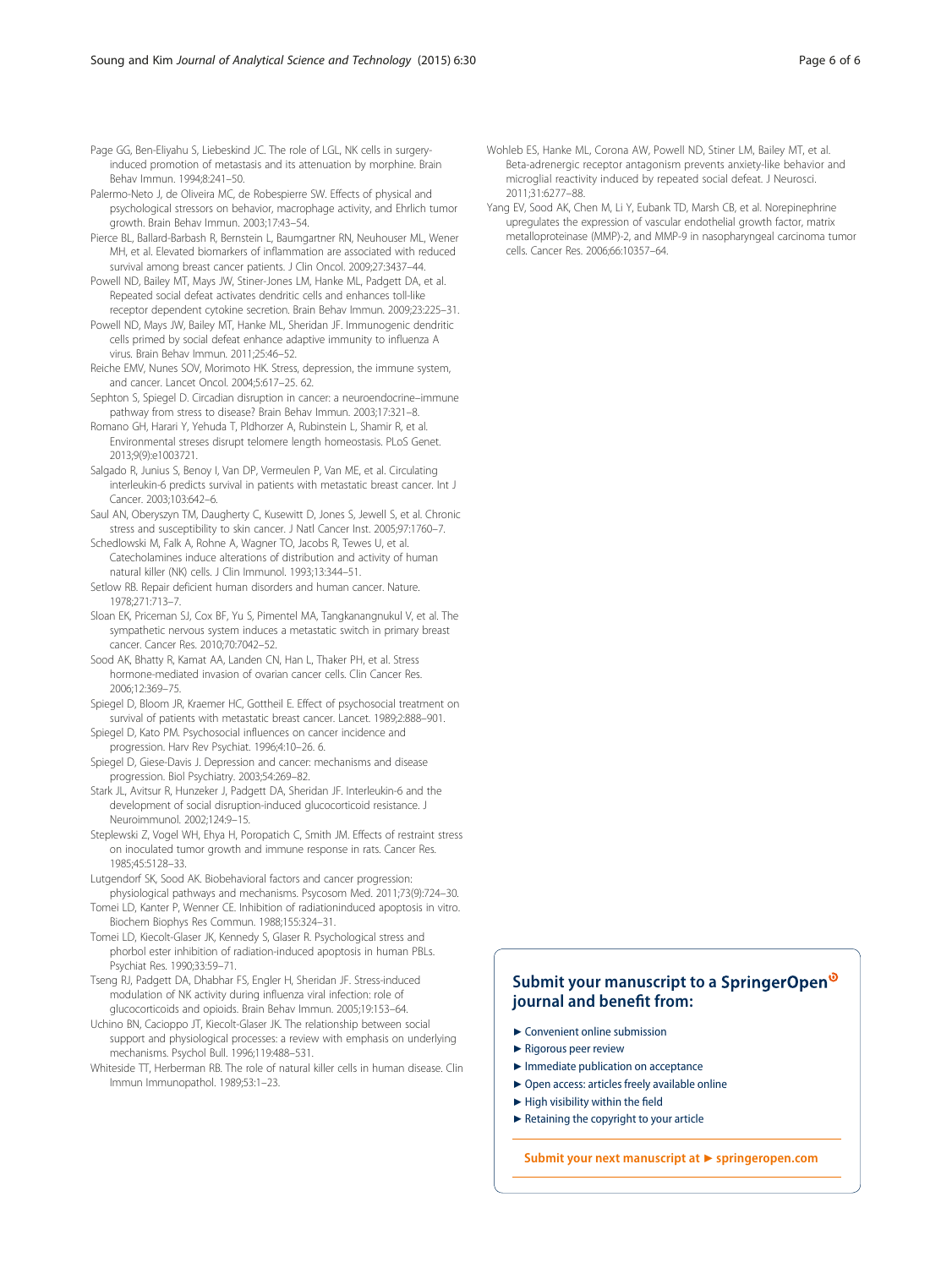Page GG, Ben-Eliyahu S, Liebeskind JC. The role of LGL, NK cells in surgery-induced promotion of metastasis and its attenuation by morphine. Brain Behav Immun. 1994;8:241–50.

Palermo-Neto J, de Oliveira MC, de Robespierre SW. Effects of physical and psychological stressors on behavior, macrophage activity, and Ehrlich tumor growth. Brain Behav Immun. 2003;17:43–54.

Pierce BL, Ballard-Barbash R, Bernstein L, Baumgartner RN, Neuhouser ML, Wener MH, et al. Elevated biomarkers of inflammation are associated with reduced survival among breast cancer patients. J Clin Oncol. 2009;27:3437–44.

Powell ND, Bailey MT, Mays JW, Stiner-Jones LM, Hanke ML, Padgett DA, et al. Repeated social defeat activates dendritic cells and enhances toll-like receptor dependent cytokine secretion. Brain Behav Immun. 2009;23:225–31.

Powell ND, Mays JW, Bailey MT, Hanke ML, Sheridan JF. Immunogenic dendritic cells primed by social defeat enhance adaptive immunity to influenza A virus. Brain Behav Immun. 2011;25:46–52.

Reiche EMV, Nunes SOV, Morimoto HK. Stress, depression, the immune system, and cancer. Lancet Oncol. 2004;5:617–25. 62.

Sephton S, Spiegel D. Circadian disruption in cancer: a neuroendocrine–immune pathway from stress to disease? Brain Behav Immun. 2003;17:321–8.

Romano GH, Harari Y, Yehuda T, Pldhorzer A, Rubinstein L, Shamir R, et al. Environmental streses disrupt telomere length homeostasis. PLoS Genet. 2013;9(9):e1003721.

Salgado R, Junius S, Benoy I, Van DP, Vermeulen P, Van ME, et al. Circulating interleukin-6 predicts survival in patients with metastatic breast cancer. Int J Cancer. 2003;103:642–6.

Saul AN, Oberyszyn TM, Daugherty C, Kusewitt D, Jones S, Jewell S, et al. Chronic stress and susceptibility to skin cancer. J Natl Cancer Inst. 2005;97:1760–7.

Schedlowski M, Falk A, Rohne A, Wagner TO, Jacobs R, Tewes U, et al. Catecholamines induce alterations of distribution and activity of human natural killer (NK) cells. J Clin Immunol. 1993;13:344–51.

Setlow RB. Repair deficient human disorders and human cancer. Nature. 1978;271:713–7.

Sloan EK, Priceman SJ, Cox BF, Yu S, Pimentel MA, Tangkanangnukul V, et al. The sympathetic nervous system induces a metastatic switch in primary breast cancer. Cancer Res. 2010;70:7042–52.

Sood AK, Bhatty R, Kamat AA, Landen CN, Han L, Thaker PH, et al. Stress hormone-mediated invasion of ovarian cancer cells. Clin Cancer Res. 2006;12:369–75.

Spiegel D, Bloom JR, Kraemer HC, Gottheil E. Effect of psychosocial treatment on survival of patients with metastatic breast cancer. Lancet. 1989;2:888–901.

Spiegel D, Kato PM. Psychosocial influences on cancer incidence and progression. Harv Rev Psychiat. 1996;4:10–26. 6.

Spiegel D, Giese-Davis J. Depression and cancer: mechanisms and disease progression. Biol Psychiatry. 2003;54:269–82.

Stark JL, Avitsur R, Hunzeker J, Padgett DA, Sheridan JF. Interleukin-6 and the development of social disruption-induced glucocorticoid resistance. J Neuroimmunol. 2002;124:9–15.

Steplewski Z, Vogel WH, Ehya H, Poropatich C, Smith JM. Effects of restraint stress on inoculated tumor growth and immune response in rats. Cancer Res. 1985;45:5128–33.

Lutgendorf SK, Sood AK. Biobehavioral factors and cancer progression: physiological pathways and mechanisms. Psycosom Med. 2011;73(9):724–30.

Tomei LD, Kanter P, Wenner CE. Inhibition of radiationinduced apoptosis in vitro. Biochem Biophys Res Commun. 1988;155:324–31.

Tomei LD, Kiecolt-Glaser JK, Kennedy S, Glaser R. Psychological stress and phorbol ester inhibition of radiation-induced apoptosis in human PBLs. Psychiat Res. 1990;33:59–71.

Tseng RJ, Padgett DA, Dhabhar FS, Engler H, Sheridan JF. Stress-induced modulation of NK activity during influenza viral infection: role of glucocorticoids and opioids. Brain Behav Immun. 2005;19:153–64.

Uchino BN, Cacioppo JT, Kiecolt-Glaser JK. The relationship between social support and physiological processes: a review with emphasis on underlying mechanisms. Psychol Bull. 1996;119:488–531.

Whiteside TT, Herberman RB. The role of natural killer cells in human disease. Clin Immun Immunopathol. 1989;53:1–23.

Wohleb ES, Hanke ML, Corona AW, Powell ND, Stiner LM, Bailey MT, et al. Beta-adrenergic receptor antagonism prevents anxiety-like behavior and microglial reactivity induced by repeated social defeat. J Neurosci. 2011;31:6277–88.

Yang EV, Sood AK, Chen M, Li Y, Eubank TD, Marsh CB, et al. Norepinephrine upregulates the expression of vascular endothelial growth factor, matrix metalloproteinase (MMP)-2, and MMP-9 in nasopharyngeal carcinoma tumor cells. Cancer Res. 2006;66:10357–64.

**Submit your manuscript to a SpringerOpen journal and benefit from:**

- ► Convenient online submission
- ► Rigorous peer review
- ► Immediate publication on acceptance
- ► Open access: articles freely available online
- ► High visibility within the field
- ► Retaining the copyright to your article

**Submit your next manuscript at ► springeropen.com**